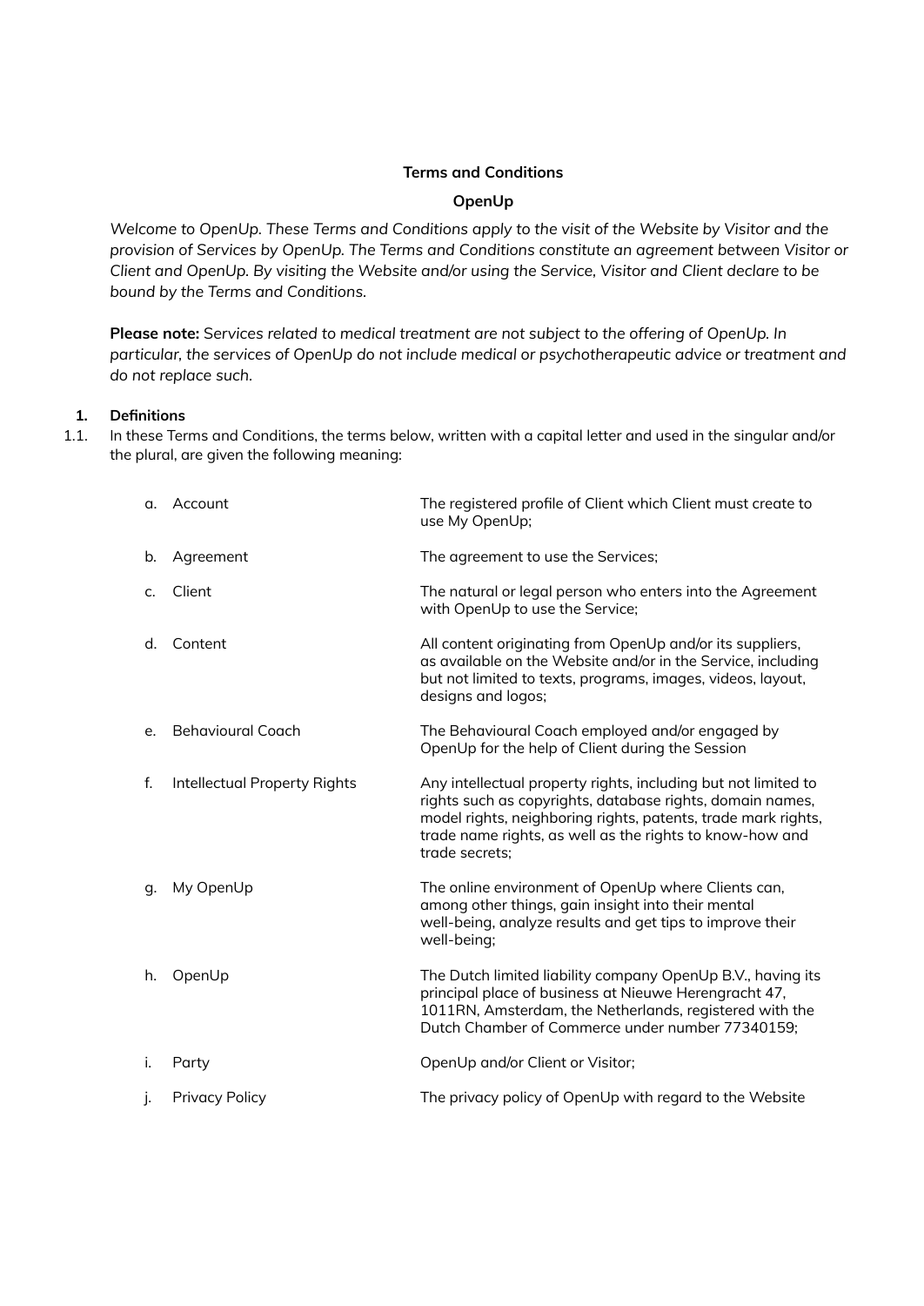**Terms and Conditions**

**OpenUp**

*Welcome to OpenUp. These Terms and Conditions apply to the visit of the Website by Visitor and the provision of Services by OpenUp. The Terms and Conditions constitute an agreement between Visitor or Client and OpenUp. By visiting the Website and/or using the Service, Visitor and Client declare to be bound by the Terms and Conditions.*

**Please note:** *Services related to medical treatment are not subject to the offering of OpenUp. In particular, the services of OpenUp do not include medical or psychotherapeutic advice or treatment and do not replace such.*

## 1. Definitions

1.1. In these Terms and Conditions, the terms below, written with a capital letter and used in the singular and/or the plural, are given the following meaning:

| | Term | Meaning |
|---|---|---|
| a. | Account | The registered profile of Client which Client must create to use My OpenUp; |
| b. | Agreement | The agreement to use the Services; |
| c. | Client | The natural or legal person who enters into the Agreement with OpenUp to use the Service; |
| d. | Content | All content originating from OpenUp and/or its suppliers, as available on the Website and/or in the Service, including but not limited to texts, programs, images, videos, layout, designs and logos; |
| e. | Behavioural Coach | The Behavioural Coach employed and/or engaged by OpenUp for the help of Client during the Session |
| f. | Intellectual Property Rights | Any intellectual property rights, including but not limited to rights such as copyrights, database rights, domain names, model rights, neighboring rights, patents, trade mark rights, trade name rights, as well as the rights to know-how and trade secrets; |
| g. | My OpenUp | The online environment of OpenUp where Clients can, among other things, gain insight into their mental well-being, analyze results and get tips to improve their well-being; |
| h. | OpenUp | The Dutch limited liability company OpenUp B.V., having its principal place of business at Nieuwe Herengracht 47, 1011RN, Amsterdam, the Netherlands, registered with the Dutch Chamber of Commerce under number 77340159; |
| i. | Party | OpenUp and/or Client or Visitor; |
| j. | Privacy Policy | The privacy policy of OpenUp with regard to the Website |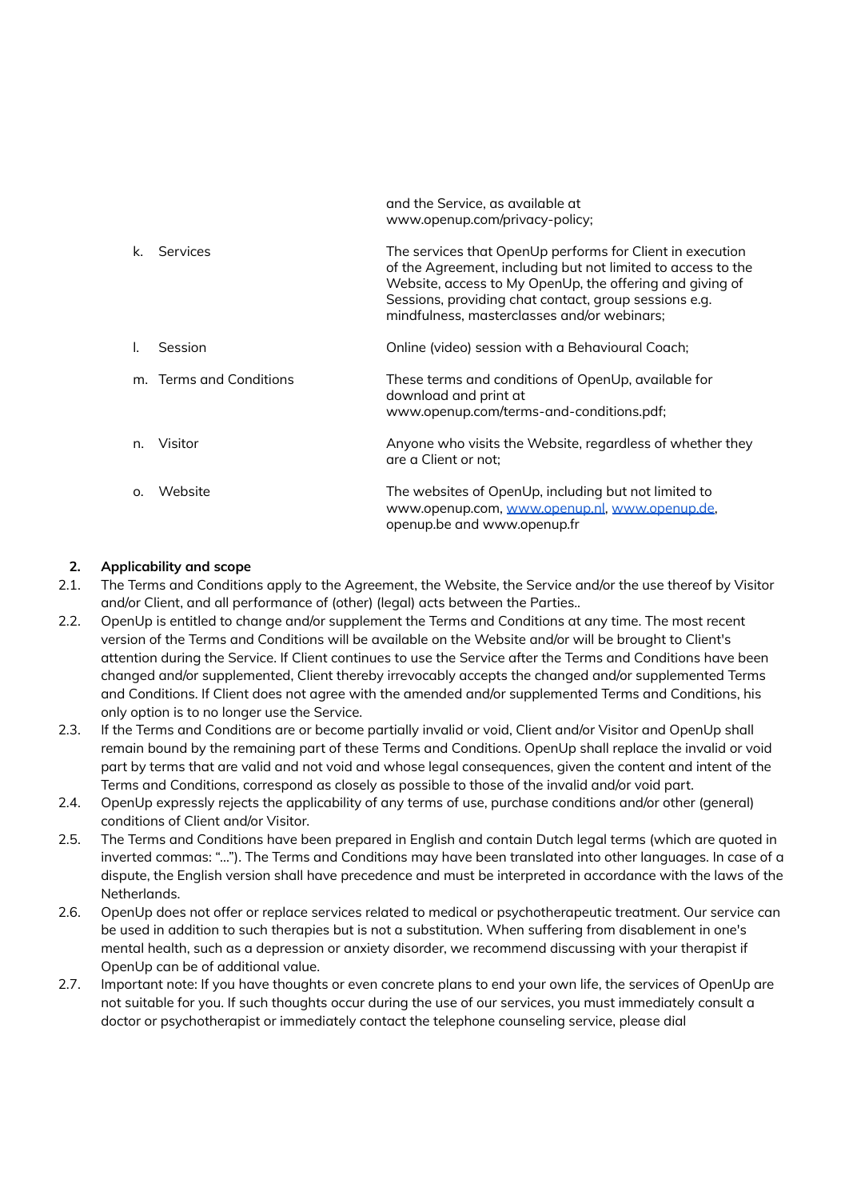| | |
|---|---|
| | and the Service, as available at www.openup.com/privacy-policy; |
| k. Services | The services that OpenUp performs for Client in execution of the Agreement, including but not limited to access to the Website, access to My OpenUp, the offering and giving of Sessions, providing chat contact, group sessions e.g. mindfulness, masterclasses and/or webinars; |
| l. Session | Online (video) session with a Behavioural Coach; |
| m. Terms and Conditions | These terms and conditions of OpenUp, available for download and print at www.openup.com/terms-and-conditions.pdf; |
| n. Visitor | Anyone who visits the Website, regardless of whether they are a Client or not; |
| o. Website | The websites of OpenUp, including but not limited to www.openup.com, [www.openup.nl](http://www.openup.nl), [www.openup.de](http://www.openup.de), openup.be and www.openup.fr |

## 2. Applicability and scope

2.1. The Terms and Conditions apply to the Agreement, the Website, the Service and/or the use thereof by Visitor and/or Client, and all performance of (other) (legal) acts between the Parties..

2.2. OpenUp is entitled to change and/or supplement the Terms and Conditions at any time. The most recent version of the Terms and Conditions will be available on the Website and/or will be brought to Client's attention during the Service. If Client continues to use the Service after the Terms and Conditions have been changed and/or supplemented, Client thereby irrevocably accepts the changed and/or supplemented Terms and Conditions. If Client does not agree with the amended and/or supplemented Terms and Conditions, his only option is to no longer use the Service.

2.3. If the Terms and Conditions are or become partially invalid or void, Client and/or Visitor and OpenUp shall remain bound by the remaining part of these Terms and Conditions. OpenUp shall replace the invalid or void part by terms that are valid and not void and whose legal consequences, given the content and intent of the Terms and Conditions, correspond as closely as possible to those of the invalid and/or void part.

2.4. OpenUp expressly rejects the applicability of any terms of use, purchase conditions and/or other (general) conditions of Client and/or Visitor.

2.5. The Terms and Conditions have been prepared in English and contain Dutch legal terms (which are quoted in inverted commas: "…"). The Terms and Conditions may have been translated into other languages. In case of a dispute, the English version shall have precedence and must be interpreted in accordance with the laws of the Netherlands.

2.6. OpenUp does not offer or replace services related to medical or psychotherapeutic treatment. Our service can be used in addition to such therapies but is not a substitution. When suffering from disablement in one's mental health, such as a depression or anxiety disorder, we recommend discussing with your therapist if OpenUp can be of additional value.

2.7. Important note: If you have thoughts or even concrete plans to end your own life, the services of OpenUp are not suitable for you. If such thoughts occur during the use of our services, you must immediately consult a doctor or psychotherapist or immediately contact the telephone counseling service, please dial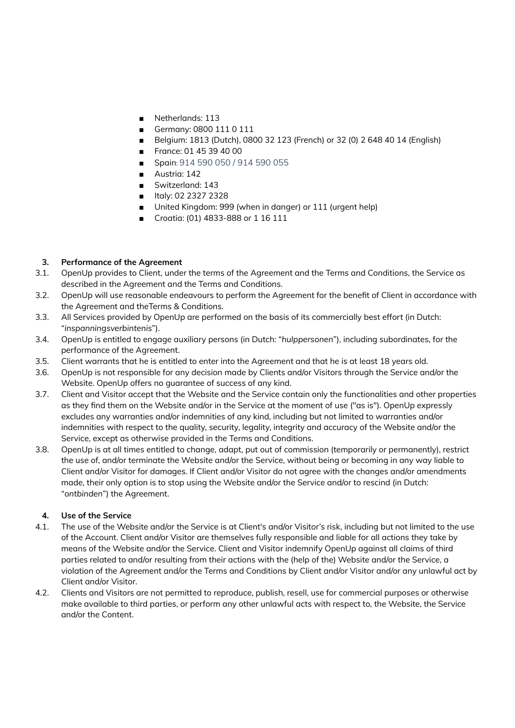- Netherlands: 113
- Germany: 0800 111 0 111
- Belgium: 1813 (Dutch), 0800 32 123 (French) or 32 (0) 2 648 40 14 (English)
- France: 01 45 39 40 00
- Spain: 914 590 050 / 914 590 055
- Austria: 142
- Switzerland: 143
- Italy: 02 2327 2328
- United Kingdom: 999 (when in danger) or 111 (urgent help)
- Croatia: (01) 4833-888 or 1 16 111

**3. Performance of the Agreement**

3.1. OpenUp provides to Client, under the terms of the Agreement and the Terms and Conditions, the Service as described in the Agreement and the Terms and Conditions.

3.2. OpenUp will use reasonable endeavours to perform the Agreement for the benefit of Client in accordance with the Agreement and theTerms & Conditions.

3.3. All Services provided by OpenUp are performed on the basis of its commercially best effort (in Dutch: "*inspanningsverbintenis*").

3.4. OpenUp is entitled to engage auxiliary persons (in Dutch: "*hulppersonen*"), including subordinates, for the performance of the Agreement.

3.5. Client warrants that he is entitled to enter into the Agreement and that he is at least 18 years old.

3.6. OpenUp is not responsible for any decision made by Clients and/or Visitors through the Service and/or the Website. OpenUp offers no guarantee of success of any kind.

3.7. Client and Visitor accept that the Website and the Service contain only the functionalities and other properties as they find them on the Website and/or in the Service at the moment of use ("as is"). OpenUp expressly excludes any warranties and/or indemnities of any kind, including but not limited to warranties and/or indemnities with respect to the quality, security, legality, integrity and accuracy of the Website and/or the Service, except as otherwise provided in the Terms and Conditions.

3.8. OpenUp is at all times entitled to change, adapt, put out of commission (temporarily or permanently), restrict the use of, and/or terminate the Website and/or the Service, without being or becoming in any way liable to Client and/or Visitor for damages. If Client and/or Visitor do not agree with the changes and/or amendments made, their only option is to stop using the Website and/or the Service and/or to rescind (in Dutch: "*ontbinden*") the Agreement.

**4. Use of the Service**

4.1. The use of the Website and/or the Service is at Client's and/or Visitor's risk, including but not limited to the use of the Account. Client and/or Visitor are themselves fully responsible and liable for all actions they take by means of the Website and/or the Service. Client and Visitor indemnify OpenUp against all claims of third parties related to and/or resulting from their actions with the (help of the) Website and/or the Service, a violation of the Agreement and/or the Terms and Conditions by Client and/or Visitor and/or any unlawful act by Client and/or Visitor.

4.2. Clients and Visitors are not permitted to reproduce, publish, resell, use for commercial purposes or otherwise make available to third parties, or perform any other unlawful acts with respect to, the Website, the Service and/or the Content.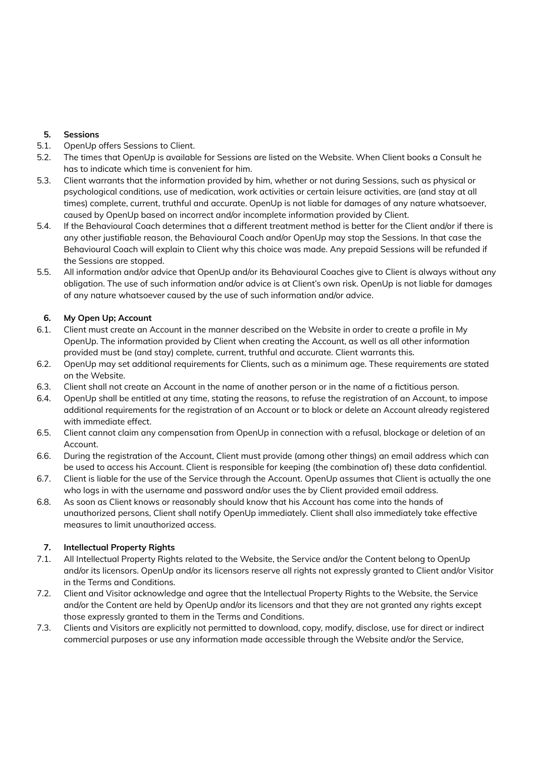## 5. Sessions

5.1. OpenUp offers Sessions to Client.

5.2. The times that OpenUp is available for Sessions are listed on the Website. When Client books a Consult he has to indicate which time is convenient for him.

5.3. Client warrants that the information provided by him, whether or not during Sessions, such as physical or psychological conditions, use of medication, work activities or certain leisure activities, are (and stay at all times) complete, current, truthful and accurate. OpenUp is not liable for damages of any nature whatsoever, caused by OpenUp based on incorrect and/or incomplete information provided by Client.

5.4. If the Behavioural Coach determines that a different treatment method is better for the Client and/or if there is any other justifiable reason, the Behavioural Coach and/or OpenUp may stop the Sessions. In that case the Behavioural Coach will explain to Client why this choice was made. Any prepaid Sessions will be refunded if the Sessions are stopped.

5.5. All information and/or advice that OpenUp and/or its Behavioural Coaches give to Client is always without any obligation. The use of such information and/or advice is at Client's own risk. OpenUp is not liable for damages of any nature whatsoever caused by the use of such information and/or advice.

## 6. My Open Up; Account

6.1. Client must create an Account in the manner described on the Website in order to create a profile in My OpenUp. The information provided by Client when creating the Account, as well as all other information provided must be (and stay) complete, current, truthful and accurate. Client warrants this.

6.2. OpenUp may set additional requirements for Clients, such as a minimum age. These requirements are stated on the Website.

6.3. Client shall not create an Account in the name of another person or in the name of a fictitious person.

6.4. OpenUp shall be entitled at any time, stating the reasons, to refuse the registration of an Account, to impose additional requirements for the registration of an Account or to block or delete an Account already registered with immediate effect.

6.5. Client cannot claim any compensation from OpenUp in connection with a refusal, blockage or deletion of an Account.

6.6. During the registration of the Account, Client must provide (among other things) an email address which can be used to access his Account. Client is responsible for keeping (the combination of) these data confidential.

6.7. Client is liable for the use of the Service through the Account. OpenUp assumes that Client is actually the one who logs in with the username and password and/or uses the by Client provided email address.

6.8. As soon as Client knows or reasonably should know that his Account has come into the hands of unauthorized persons, Client shall notify OpenUp immediately. Client shall also immediately take effective measures to limit unauthorized access.

## 7. Intellectual Property Rights

7.1. All Intellectual Property Rights related to the Website, the Service and/or the Content belong to OpenUp and/or its licensors. OpenUp and/or its licensors reserve all rights not expressly granted to Client and/or Visitor in the Terms and Conditions.

7.2. Client and Visitor acknowledge and agree that the Intellectual Property Rights to the Website, the Service and/or the Content are held by OpenUp and/or its licensors and that they are not granted any rights except those expressly granted to them in the Terms and Conditions.

7.3. Clients and Visitors are explicitly not permitted to download, copy, modify, disclose, use for direct or indirect commercial purposes or use any information made accessible through the Website and/or the Service,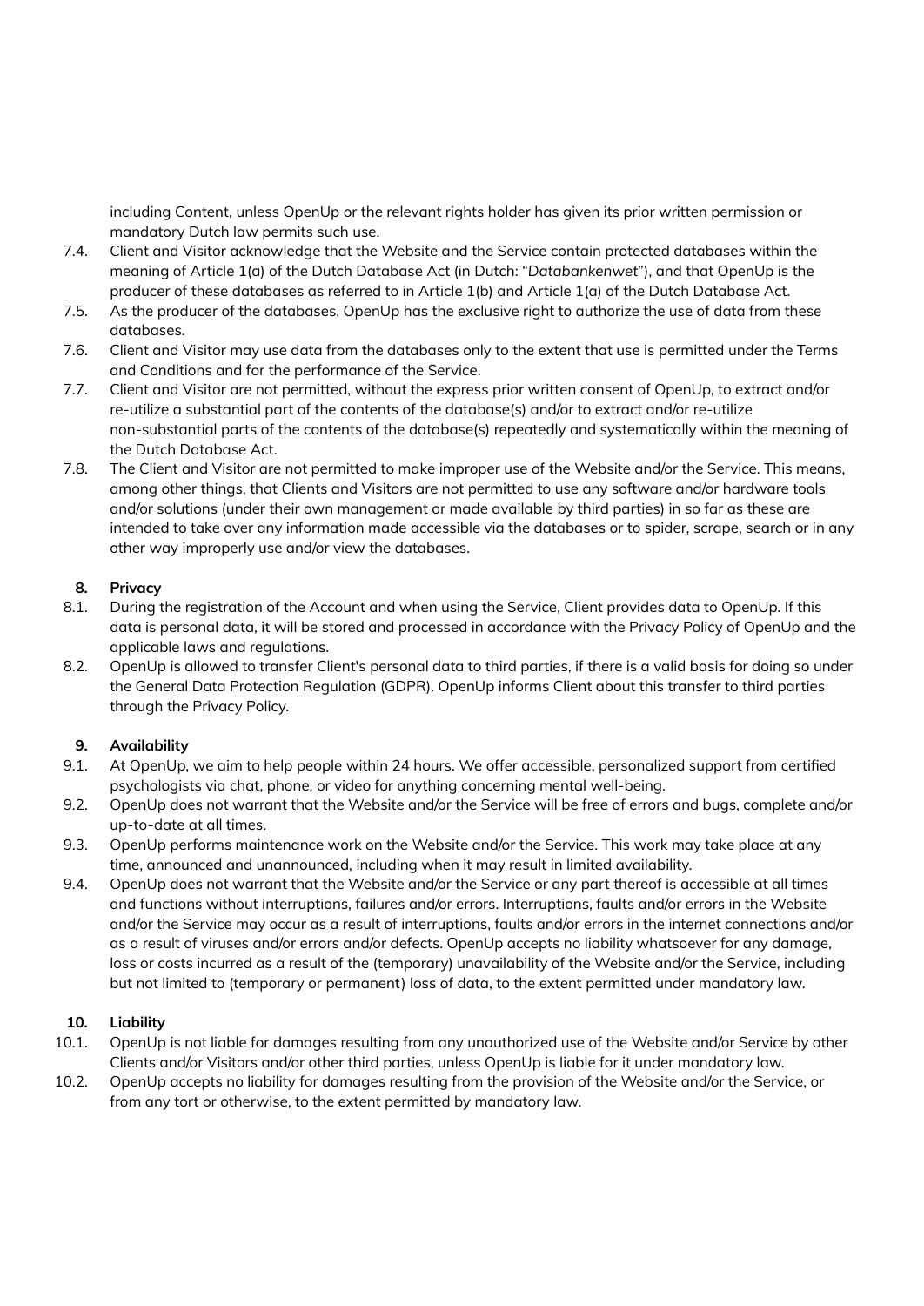including Content, unless OpenUp or the relevant rights holder has given its prior written permission or mandatory Dutch law permits such use.

7.4. Client and Visitor acknowledge that the Website and the Service contain protected databases within the meaning of Article 1(a) of the Dutch Database Act (in Dutch: "*Databankenwet*"), and that OpenUp is the producer of these databases as referred to in Article 1(b) and Article 1(a) of the Dutch Database Act.

7.5. As the producer of the databases, OpenUp has the exclusive right to authorize the use of data from these databases.

7.6. Client and Visitor may use data from the databases only to the extent that use is permitted under the Terms and Conditions and for the performance of the Service.

7.7. Client and Visitor are not permitted, without the express prior written consent of OpenUp, to extract and/or re-utilize a substantial part of the contents of the database(s) and/or to extract and/or re-utilize non-substantial parts of the contents of the database(s) repeatedly and systematically within the meaning of the Dutch Database Act.

7.8. The Client and Visitor are not permitted to make improper use of the Website and/or the Service. This means, among other things, that Clients and Visitors are not permitted to use any software and/or hardware tools and/or solutions (under their own management or made available by third parties) in so far as these are intended to take over any information made accessible via the databases or to spider, scrape, search or in any other way improperly use and/or view the databases.

## 8. Privacy

8.1. During the registration of the Account and when using the Service, Client provides data to OpenUp. If this data is personal data, it will be stored and processed in accordance with the Privacy Policy of OpenUp and the applicable laws and regulations.

8.2. OpenUp is allowed to transfer Client's personal data to third parties, if there is a valid basis for doing so under the General Data Protection Regulation (GDPR). OpenUp informs Client about this transfer to third parties through the Privacy Policy.

## 9. Availability

9.1. At OpenUp, we aim to help people within 24 hours. We offer accessible, personalized support from certified psychologists via chat, phone, or video for anything concerning mental well-being.

9.2. OpenUp does not warrant that the Website and/or the Service will be free of errors and bugs, complete and/or up-to-date at all times.

9.3. OpenUp performs maintenance work on the Website and/or the Service. This work may take place at any time, announced and unannounced, including when it may result in limited availability.

9.4. OpenUp does not warrant that the Website and/or the Service or any part thereof is accessible at all times and functions without interruptions, failures and/or errors. Interruptions, faults and/or errors in the Website and/or the Service may occur as a result of interruptions, faults and/or errors in the internet connections and/or as a result of viruses and/or errors and/or defects. OpenUp accepts no liability whatsoever for any damage, loss or costs incurred as a result of the (temporary) unavailability of the Website and/or the Service, including but not limited to (temporary or permanent) loss of data, to the extent permitted under mandatory law.

## 10. Liability

10.1. OpenUp is not liable for damages resulting from any unauthorized use of the Website and/or Service by other Clients and/or Visitors and/or other third parties, unless OpenUp is liable for it under mandatory law.

10.2. OpenUp accepts no liability for damages resulting from the provision of the Website and/or the Service, or from any tort or otherwise, to the extent permitted by mandatory law.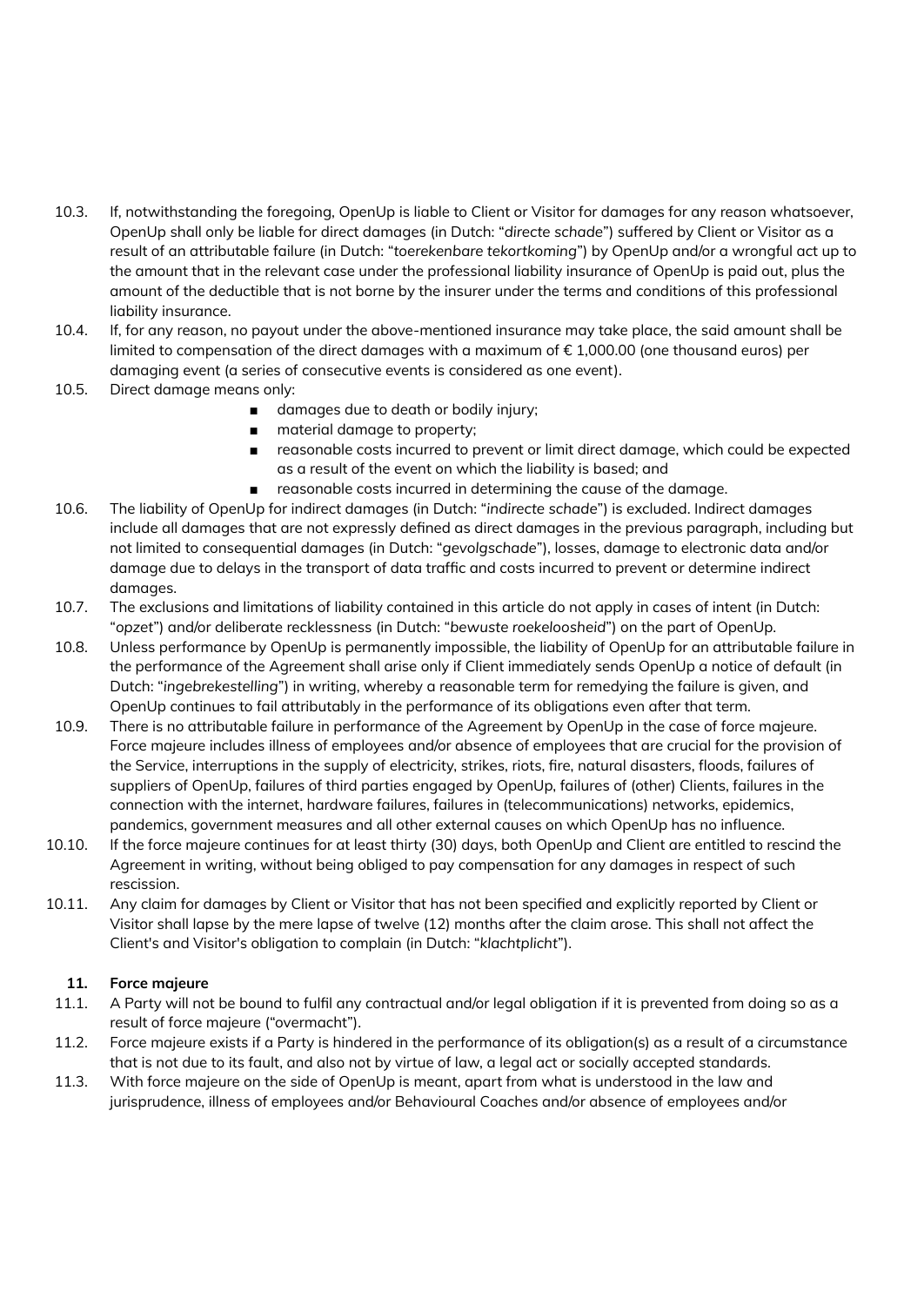10.3. If, notwithstanding the foregoing, OpenUp is liable to Client or Visitor for damages for any reason whatsoever, OpenUp shall only be liable for direct damages (in Dutch: "*directe schade*") suffered by Client or Visitor as a result of an attributable failure (in Dutch: "*toerekenbare tekortkoming*") by OpenUp and/or a wrongful act up to the amount that in the relevant case under the professional liability insurance of OpenUp is paid out, plus the amount of the deductible that is not borne by the insurer under the terms and conditions of this professional liability insurance.

10.4. If, for any reason, no payout under the above-mentioned insurance may take place, the said amount shall be limited to compensation of the direct damages with a maximum of € 1,000.00 (one thousand euros) per damaging event (a series of consecutive events is considered as one event).

10.5. Direct damage means only:

- damages due to death or bodily injury;
- material damage to property;
- reasonable costs incurred to prevent or limit direct damage, which could be expected as a result of the event on which the liability is based; and
- reasonable costs incurred in determining the cause of the damage.

10.6. The liability of OpenUp for indirect damages (in Dutch: "*indirecte schade*") is excluded. Indirect damages include all damages that are not expressly defined as direct damages in the previous paragraph, including but not limited to consequential damages (in Dutch: "*gevolgschade*"), losses, damage to electronic data and/or damage due to delays in the transport of data traffic and costs incurred to prevent or determine indirect damages.

10.7. The exclusions and limitations of liability contained in this article do not apply in cases of intent (in Dutch: "*opzet*") and/or deliberate recklessness (in Dutch: "*bewuste roekeloosheid*") on the part of OpenUp.

10.8. Unless performance by OpenUp is permanently impossible, the liability of OpenUp for an attributable failure in the performance of the Agreement shall arise only if Client immediately sends OpenUp a notice of default (in Dutch: "*ingebrekestelling*") in writing, whereby a reasonable term for remedying the failure is given, and OpenUp continues to fail attributably in the performance of its obligations even after that term.

10.9. There is no attributable failure in performance of the Agreement by OpenUp in the case of force majeure. Force majeure includes illness of employees and/or absence of employees that are crucial for the provision of the Service, interruptions in the supply of electricity, strikes, riots, fire, natural disasters, floods, failures of suppliers of OpenUp, failures of third parties engaged by OpenUp, failures of (other) Clients, failures in the connection with the internet, hardware failures, failures in (telecommunications) networks, epidemics, pandemics, government measures and all other external causes on which OpenUp has no influence.

10.10. If the force majeure continues for at least thirty (30) days, both OpenUp and Client are entitled to rescind the Agreement in writing, without being obliged to pay compensation for any damages in respect of such rescission.

10.11. Any claim for damages by Client or Visitor that has not been specified and explicitly reported by Client or Visitor shall lapse by the mere lapse of twelve (12) months after the claim arose. This shall not affect the Client's and Visitor's obligation to complain (in Dutch: "*klachtplicht*").

## 11. Force majeure

11.1. A Party will not be bound to fulfil any contractual and/or legal obligation if it is prevented from doing so as a result of force majeure ("overmacht").

11.2. Force majeure exists if a Party is hindered in the performance of its obligation(s) as a result of a circumstance that is not due to its fault, and also not by virtue of law, a legal act or socially accepted standards.

11.3. With force majeure on the side of OpenUp is meant, apart from what is understood in the law and jurisprudence, illness of employees and/or Behavioural Coaches and/or absence of employees and/or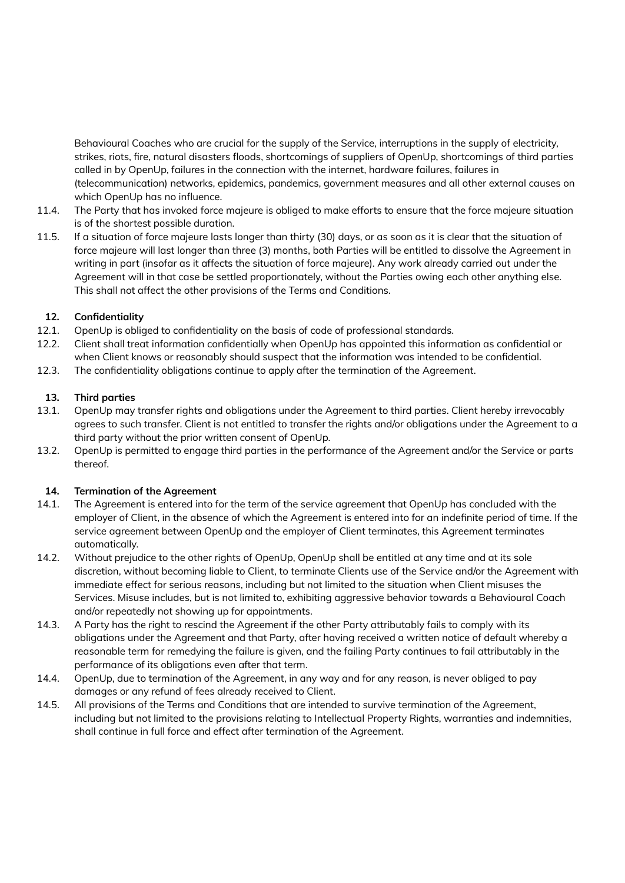Behavioural Coaches who are crucial for the supply of the Service, interruptions in the supply of electricity, strikes, riots, fire, natural disasters floods, shortcomings of suppliers of OpenUp, shortcomings of third parties called in by OpenUp, failures in the connection with the internet, hardware failures, failures in (telecommunication) networks, epidemics, pandemics, government measures and all other external causes on which OpenUp has no influence.

11.4. The Party that has invoked force majeure is obliged to make efforts to ensure that the force majeure situation is of the shortest possible duration.

11.5. If a situation of force majeure lasts longer than thirty (30) days, or as soon as it is clear that the situation of force majeure will last longer than three (3) months, both Parties will be entitled to dissolve the Agreement in writing in part (insofar as it affects the situation of force majeure). Any work already carried out under the Agreement will in that case be settled proportionately, without the Parties owing each other anything else. This shall not affect the other provisions of the Terms and Conditions.

**12. Confidentiality**

12.1. OpenUp is obliged to confidentiality on the basis of code of professional standards.

12.2. Client shall treat information confidentially when OpenUp has appointed this information as confidential or when Client knows or reasonably should suspect that the information was intended to be confidential.

12.3. The confidentiality obligations continue to apply after the termination of the Agreement.

**13. Third parties**

13.1. OpenUp may transfer rights and obligations under the Agreement to third parties. Client hereby irrevocably agrees to such transfer. Client is not entitled to transfer the rights and/or obligations under the Agreement to a third party without the prior written consent of OpenUp.

13.2. OpenUp is permitted to engage third parties in the performance of the Agreement and/or the Service or parts thereof.

**14. Termination of the Agreement**

14.1. The Agreement is entered into for the term of the service agreement that OpenUp has concluded with the employer of Client, in the absence of which the Agreement is entered into for an indefinite period of time. If the service agreement between OpenUp and the employer of Client terminates, this Agreement terminates automatically.

14.2. Without prejudice to the other rights of OpenUp, OpenUp shall be entitled at any time and at its sole discretion, without becoming liable to Client, to terminate Clients use of the Service and/or the Agreement with immediate effect for serious reasons, including but not limited to the situation when Client misuses the Services. Misuse includes, but is not limited to, exhibiting aggressive behavior towards a Behavioural Coach and/or repeatedly not showing up for appointments.

14.3. A Party has the right to rescind the Agreement if the other Party attributably fails to comply with its obligations under the Agreement and that Party, after having received a written notice of default whereby a reasonable term for remedying the failure is given, and the failing Party continues to fail attributably in the performance of its obligations even after that term.

14.4. OpenUp, due to termination of the Agreement, in any way and for any reason, is never obliged to pay damages or any refund of fees already received to Client.

14.5. All provisions of the Terms and Conditions that are intended to survive termination of the Agreement, including but not limited to the provisions relating to Intellectual Property Rights, warranties and indemnities, shall continue in full force and effect after termination of the Agreement.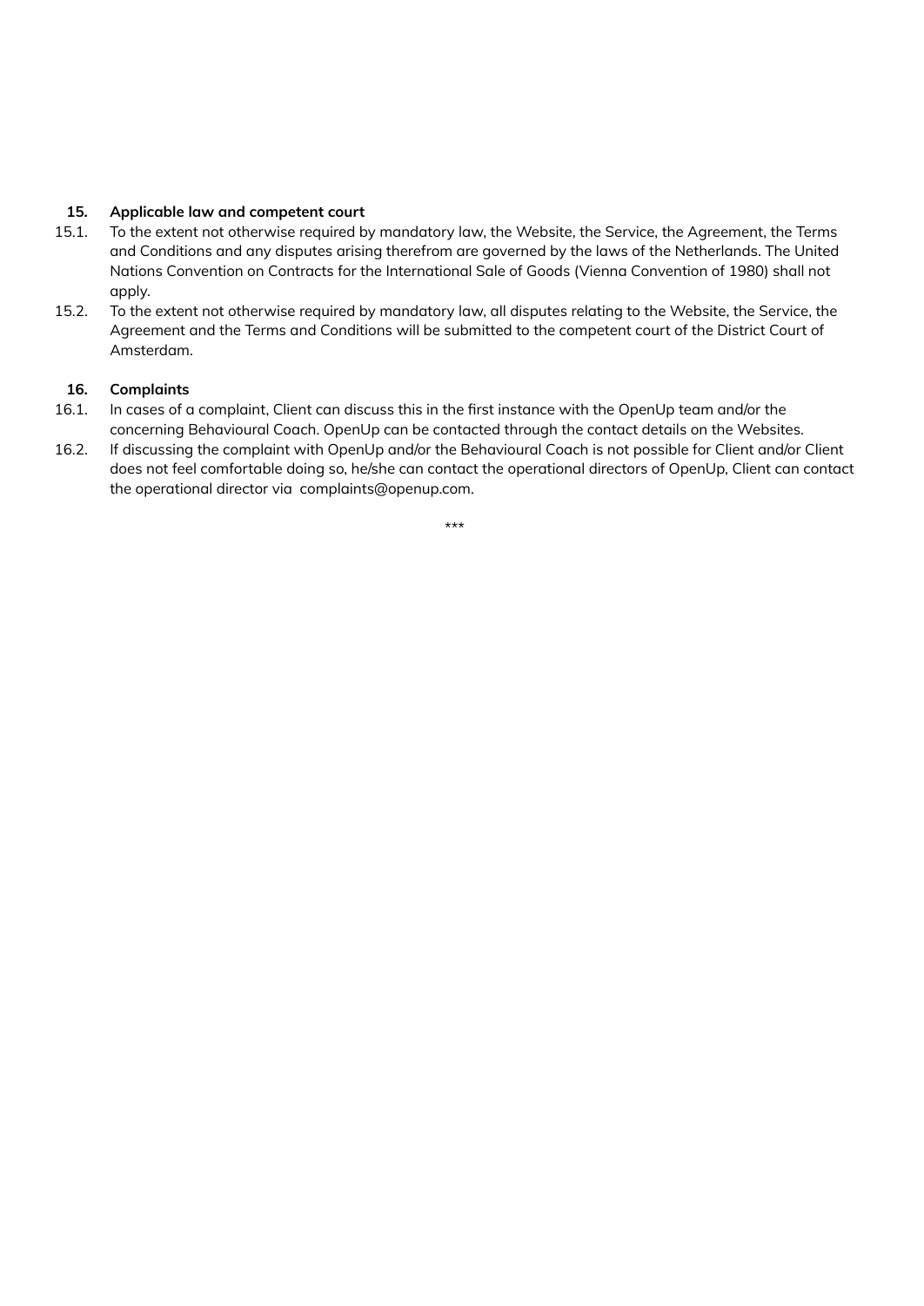**15. Applicable law and competent court**

15.1. To the extent not otherwise required by mandatory law, the Website, the Service, the Agreement, the Terms and Conditions and any disputes arising therefrom are governed by the laws of the Netherlands. The United Nations Convention on Contracts for the International Sale of Goods (Vienna Convention of 1980) shall not apply.

15.2. To the extent not otherwise required by mandatory law, all disputes relating to the Website, the Service, the Agreement and the Terms and Conditions will be submitted to the competent court of the District Court of Amsterdam.

**16. Complaints**

16.1. In cases of a complaint, Client can discuss this in the first instance with the OpenUp team and/or the concerning Behavioural Coach. OpenUp can be contacted through the contact details on the Websites.

16.2. If discussing the complaint with OpenUp and/or the Behavioural Coach is not possible for Client and/or Client does not feel comfortable doing so, he/she can contact the operational directors of OpenUp, Client can contact the operational director via complaints@openup.com.

***